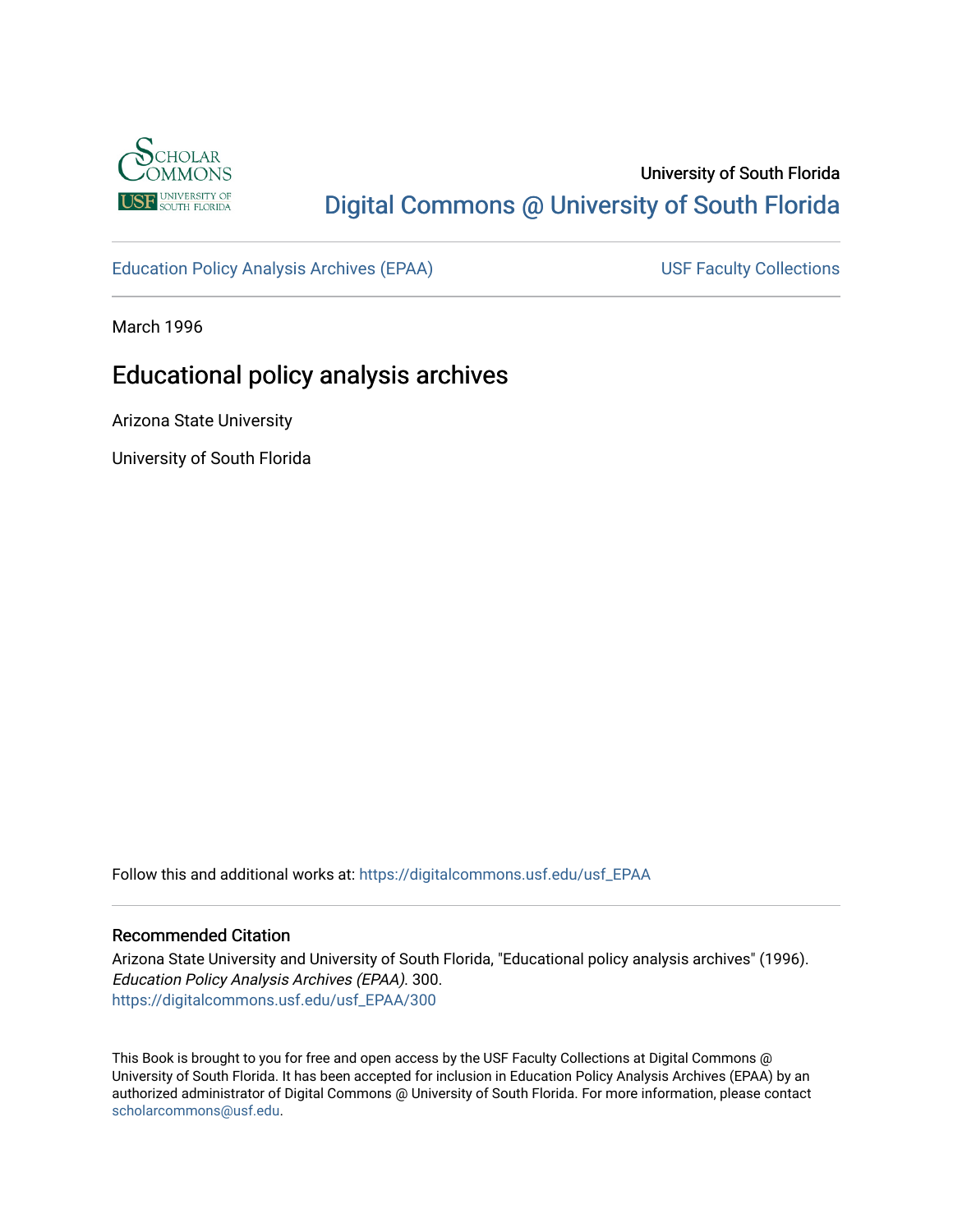University of South Florida

Digital Commons @ University of South Florida

Education Policy Analysis Archives (EPAA)

USF Faculty Collections

March 1996

# Educational policy analysis archives

Arizona State University

University of South Florida

Follow this and additional works at: https://digitalcommons.usf.edu/usf_EPAA

## Recommended Citation

Arizona State University and University of South Florida, "Educational policy analysis archives" (1996). *Education Policy Analysis Archives (EPAA)*. 300.
https://digitalcommons.usf.edu/usf_EPAA/300

This Book is brought to you for free and open access by the USF Faculty Collections at Digital Commons @ University of South Florida. It has been accepted for inclusion in Education Policy Analysis Archives (EPAA) by an authorized administrator of Digital Commons @ University of South Florida. For more information, please contact scholarcommons@usf.edu.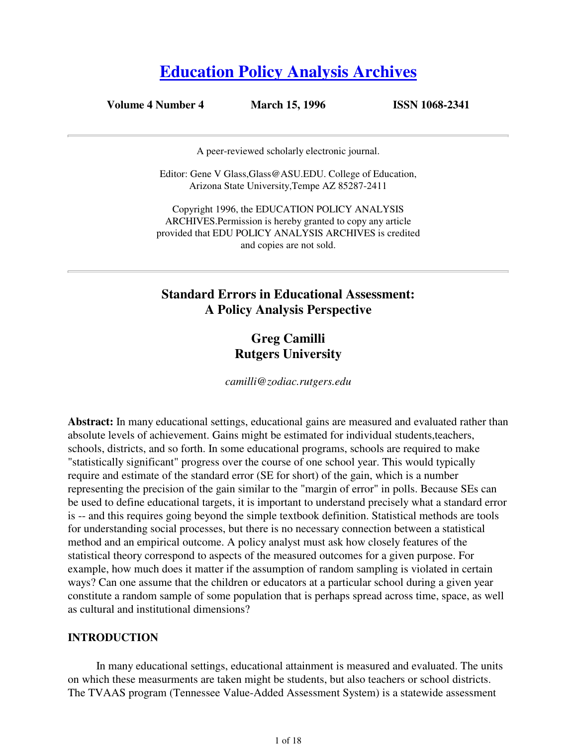# [Education Policy Analysis Archives](#)

**Volume 4 Number 4 March 15, 1996 ISSN 1068-2341**

---

A peer-reviewed scholarly electronic journal.

Editor: Gene V Glass,Glass@ASU.EDU. College of Education, Arizona State University,Tempe AZ 85287-2411

Copyright 1996, the EDUCATION POLICY ANALYSIS ARCHIVES.Permission is hereby granted to copy any article provided that EDU POLICY ANALYSIS ARCHIVES is credited and copies are not sold.

---

## Standard Errors in Educational Assessment: A Policy Analysis Perspective

### Greg Camilli
### Rutgers University

*camilli@zodiac.rutgers.edu*

**Abstract:** In many educational settings, educational gains are measured and evaluated rather than absolute levels of achievement. Gains might be estimated for individual students,teachers, schools, districts, and so forth. In some educational programs, schools are required to make "statistically significant" progress over the course of one school year. This would typically require and estimate of the standard error (SE for short) of the gain, which is a number representing the precision of the gain similar to the "margin of error" in polls. Because SEs can be used to define educational targets, it is important to understand precisely what a standard error is -- and this requires going beyond the simple textbook definition. Statistical methods are tools for understanding social processes, but there is no necessary connection between a statistical method and an empirical outcome. A policy analyst must ask how closely features of the statistical theory correspond to aspects of the measured outcomes for a given purpose. For example, how much does it matter if the assumption of random sampling is violated in certain ways? Can one assume that the children or educators at a particular school during a given year constitute a random sample of some population that is perhaps spread across time, space, as well as cultural and institutional dimensions?

**INTRODUCTION**

In many educational settings, educational attainment is measured and evaluated. The units on which these measurments are taken might be students, but also teachers or school districts. The TVAAS program (Tennessee Value-Added Assessment System) is a statewide assessment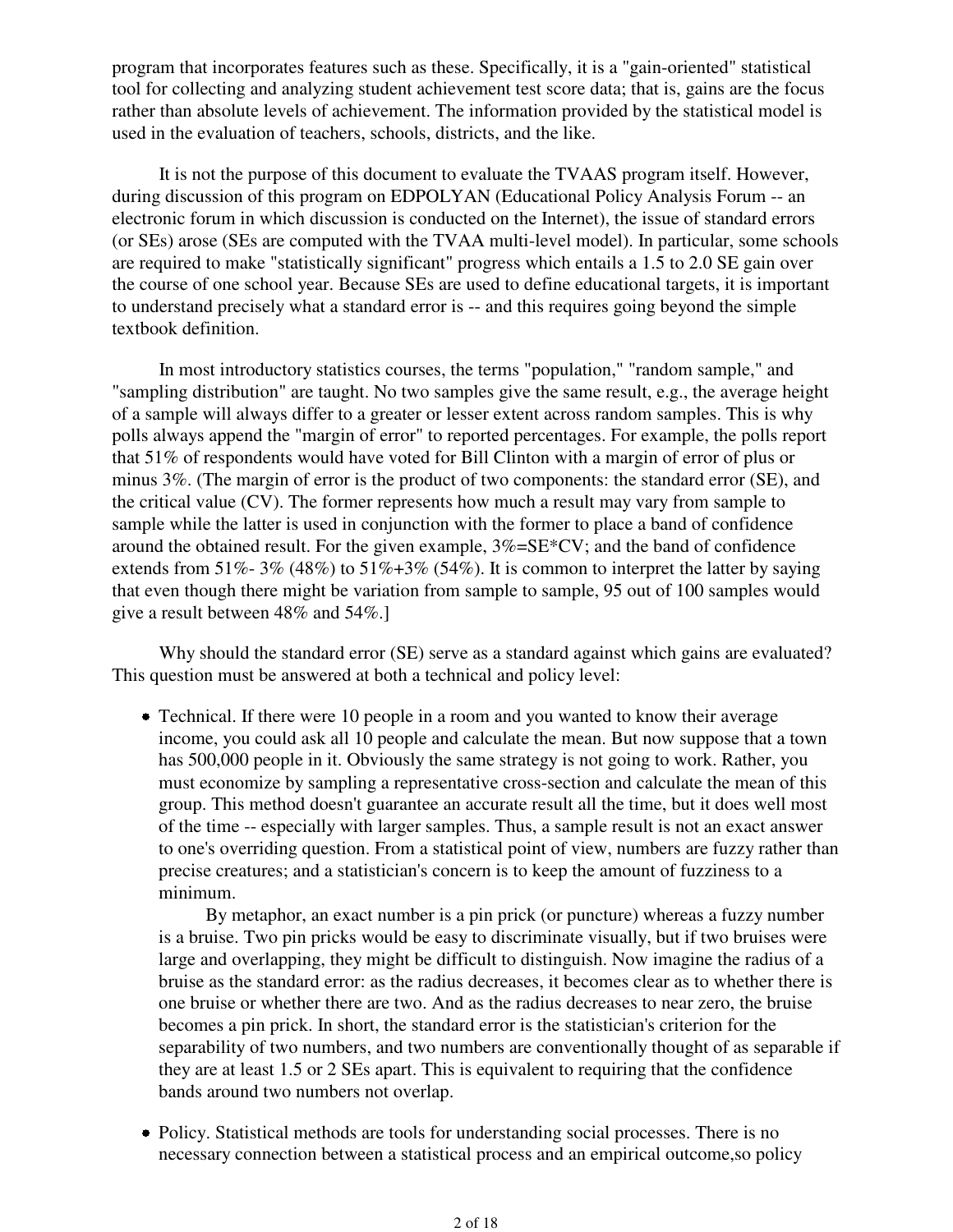program that incorporates features such as these. Specifically, it is a "gain-oriented" statistical tool for collecting and analyzing student achievement test score data; that is, gains are the focus rather than absolute levels of achievement. The information provided by the statistical model is used in the evaluation of teachers, schools, districts, and the like.

It is not the purpose of this document to evaluate the TVAAS program itself. However, during discussion of this program on EDPOLYAN (Educational Policy Analysis Forum -- an electronic forum in which discussion is conducted on the Internet), the issue of standard errors (or SEs) arose (SEs are computed with the TVAA multi-level model). In particular, some schools are required to make "statistically significant" progress which entails a 1.5 to 2.0 SE gain over the course of one school year. Because SEs are used to define educational targets, it is important to understand precisely what a standard error is -- and this requires going beyond the simple textbook definition.

In most introductory statistics courses, the terms "population," "random sample," and "sampling distribution" are taught. No two samples give the same result, e.g., the average height of a sample will always differ to a greater or lesser extent across random samples. This is why polls always append the "margin of error" to reported percentages. For example, the polls report that 51% of respondents would have voted for Bill Clinton with a margin of error of plus or minus 3%. (The margin of error is the product of two components: the standard error (SE), and the critical value (CV). The former represents how much a result may vary from sample to sample while the latter is used in conjunction with the former to place a band of confidence around the obtained result. For the given example, 3%=SE*CV; and the band of confidence extends from 51%- 3% (48%) to 51%+3% (54%). It is common to interpret the latter by saying that even though there might be variation from sample to sample, 95 out of 100 samples would give a result between 48% and 54%.]

Why should the standard error (SE) serve as a standard against which gains are evaluated? This question must be answered at both a technical and policy level:

- Technical. If there were 10 people in a room and you wanted to know their average income, you could ask all 10 people and calculate the mean. But now suppose that a town has 500,000 people in it. Obviously the same strategy is not going to work. Rather, you must economize by sampling a representative cross-section and calculate the mean of this group. This method doesn't guarantee an accurate result all the time, but it does well most of the time -- especially with larger samples. Thus, a sample result is not an exact answer to one's overriding question. From a statistical point of view, numbers are fuzzy rather than precise creatures; and a statistician's concern is to keep the amount of fuzziness to a minimum.

  By metaphor, an exact number is a pin prick (or puncture) whereas a fuzzy number is a bruise. Two pin pricks would be easy to discriminate visually, but if two bruises were large and overlapping, they might be difficult to distinguish. Now imagine the radius of a bruise as the standard error: as the radius decreases, it becomes clear as to whether there is one bruise or whether there are two. And as the radius decreases to near zero, the bruise becomes a pin prick. In short, the standard error is the statistician's criterion for the separability of two numbers, and two numbers are conventionally thought of as separable if they are at least 1.5 or 2 SEs apart. This is equivalent to requiring that the confidence bands around two numbers not overlap.

- Policy. Statistical methods are tools for understanding social processes. There is no necessary connection between a statistical process and an empirical outcome,so policy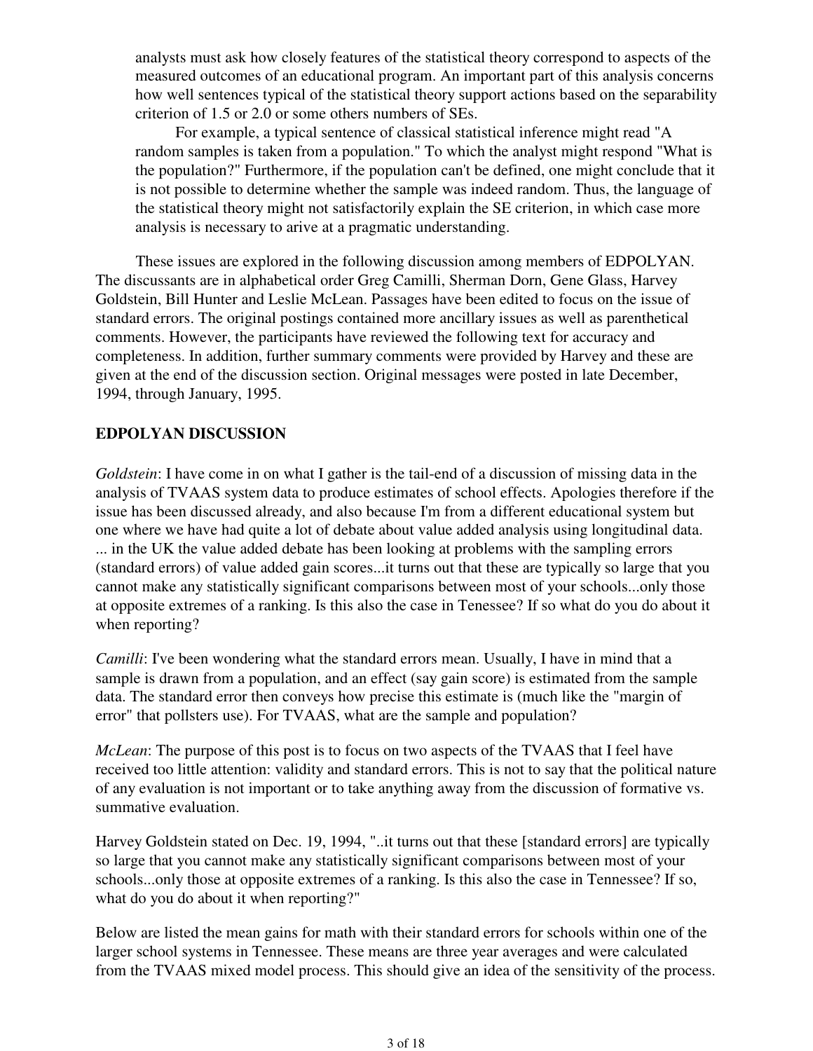analysts must ask how closely features of the statistical theory correspond to aspects of the measured outcomes of an educational program. An important part of this analysis concerns how well sentences typical of the statistical theory support actions based on the separability criterion of 1.5 or 2.0 or some others numbers of SEs.

For example, a typical sentence of classical statistical inference might read "A random samples is taken from a population." To which the analyst might respond "What is the population?" Furthermore, if the population can't be defined, one might conclude that it is not possible to determine whether the sample was indeed random. Thus, the language of the statistical theory might not satisfactorily explain the SE criterion, in which case more analysis is necessary to arive at a pragmatic understanding.

These issues are explored in the following discussion among members of EDPOLYAN. The discussants are in alphabetical order Greg Camilli, Sherman Dorn, Gene Glass, Harvey Goldstein, Bill Hunter and Leslie McLean. Passages have been edited to focus on the issue of standard errors. The original postings contained more ancillary issues as well as parenthetical comments. However, the participants have reviewed the following text for accuracy and completeness. In addition, further summary comments were provided by Harvey and these are given at the end of the discussion section. Original messages were posted in late December, 1994, through January, 1995.

## EDPOLYAN DISCUSSION

*Goldstein*: I have come in on what I gather is the tail-end of a discussion of missing data in the analysis of TVAAS system data to produce estimates of school effects. Apologies therefore if the issue has been discussed already, and also because I'm from a different educational system but one where we have had quite a lot of debate about value added analysis using longitudinal data. ... in the UK the value added debate has been looking at problems with the sampling errors (standard errors) of value added gain scores...it turns out that these are typically so large that you cannot make any statistically significant comparisons between most of your schools...only those at opposite extremes of a ranking. Is this also the case in Tenessee? If so what do you do about it when reporting?

*Camilli*: I've been wondering what the standard errors mean. Usually, I have in mind that a sample is drawn from a population, and an effect (say gain score) is estimated from the sample data. The standard error then conveys how precise this estimate is (much like the "margin of error" that pollsters use). For TVAAS, what are the sample and population?

*McLean*: The purpose of this post is to focus on two aspects of the TVAAS that I feel have received too little attention: validity and standard errors. This is not to say that the political nature of any evaluation is not important or to take anything away from the discussion of formative vs. summative evaluation.

Harvey Goldstein stated on Dec. 19, 1994, "..it turns out that these [standard errors] are typically so large that you cannot make any statistically significant comparisons between most of your schools...only those at opposite extremes of a ranking. Is this also the case in Tennessee? If so, what do you do about it when reporting?"

Below are listed the mean gains for math with their standard errors for schools within one of the larger school systems in Tennessee. These means are three year averages and were calculated from the TVAAS mixed model process. This should give an idea of the sensitivity of the process.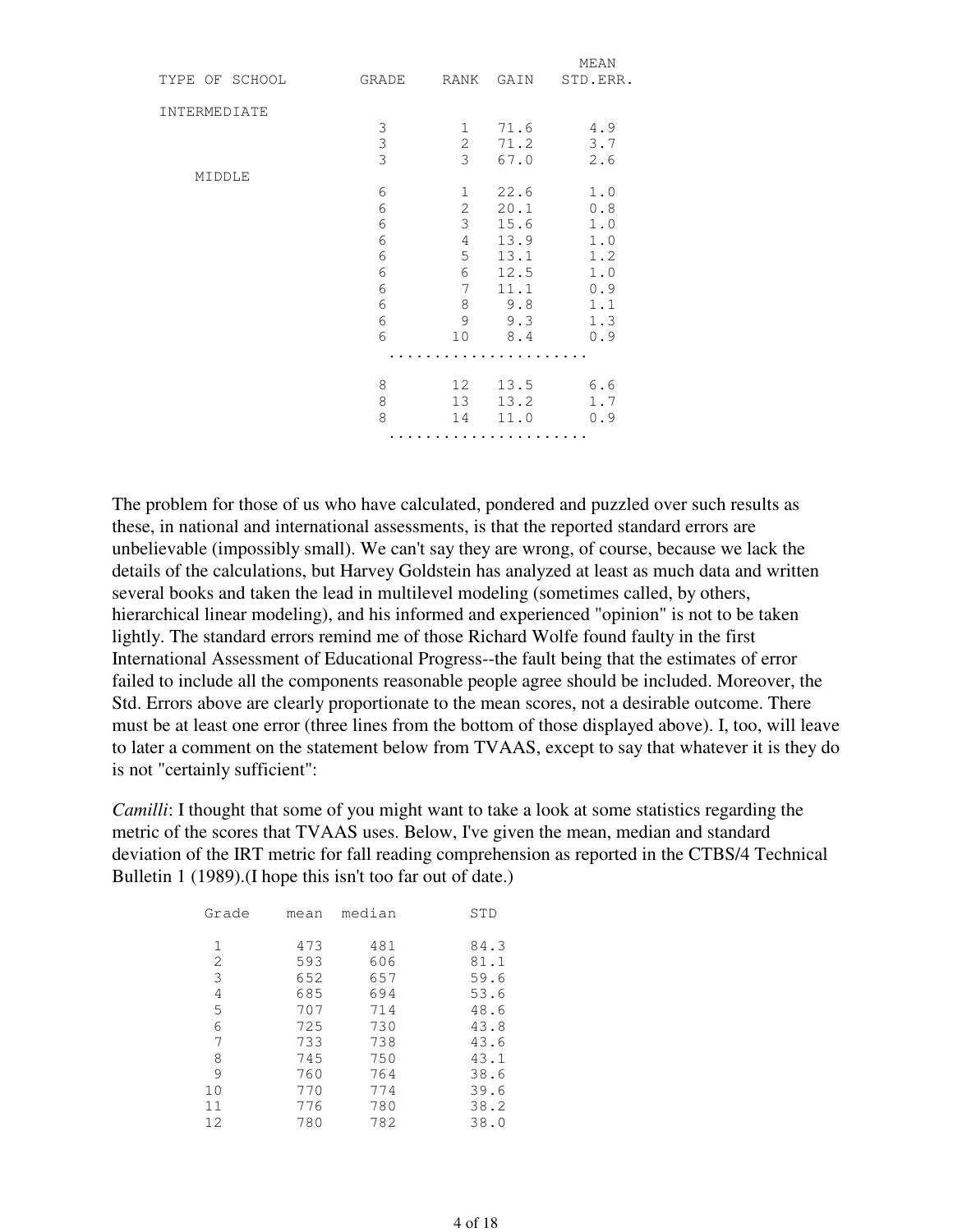| TYPE OF SCHOOL | GRADE | RANK | GAIN | MEAN STD.ERR. |
|---|---|---|---|---|
| INTERMEDIATE | | | | |
| | 3 | 1 | 71.6 | 4.9 |
| | 3 | 2 | 71.2 | 3.7 |
| | 3 | 3 | 67.0 | 2.6 |
| MIDDLE | | | | |
| | 6 | 1 | 22.6 | 1.0 |
| | 6 | 2 | 20.1 | 0.8 |
| | 6 | 3 | 15.6 | 1.0 |
| | 6 | 4 | 13.9 | 1.0 |
| | 6 | 5 | 13.1 | 1.2 |
| | 6 | 6 | 12.5 | 1.0 |
| | 6 | 7 | 11.1 | 0.9 |
| | 6 | 8 | 9.8 | 1.1 |
| | 6 | 9 | 9.3 | 1.3 |
| | 6 | 10 | 8.4 | 0.9 |
| | ...................... | | | |
| | 8 | 12 | 13.5 | 6.6 |
| | 8 | 13 | 13.2 | 1.7 |
| | 8 | 14 | 11.0 | 0.9 |
| | ...................... | | | |

The problem for those of us who have calculated, pondered and puzzled over such results as these, in national and international assessments, is that the reported standard errors are unbelievable (impossibly small). We can't say they are wrong, of course, because we lack the details of the calculations, but Harvey Goldstein has analyzed at least as much data and written several books and taken the lead in multilevel modeling (sometimes called, by others, hierarchical linear modeling), and his informed and experienced "opinion" is not to be taken lightly. The standard errors remind me of those Richard Wolfe found faulty in the first International Assessment of Educational Progress--the fault being that the estimates of error failed to include all the components reasonable people agree should be included. Moreover, the Std. Errors above are clearly proportionate to the mean scores, not a desirable outcome. There must be at least one error (three lines from the bottom of those displayed above). I, too, will leave to later a comment on the statement below from TVAAS, except to say that whatever it is they do is not "certainly sufficient":

*Camilli*: I thought that some of you might want to take a look at some statistics regarding the metric of the scores that TVAAS uses. Below, I've given the mean, median and standard deviation of the IRT metric for fall reading comprehension as reported in the CTBS/4 Technical Bulletin 1 (1989).(I hope this isn't too far out of date.)

| Grade | mean | median | STD |
|---|---|---|---|
| 1 | 473 | 481 | 84.3 |
| 2 | 593 | 606 | 81.1 |
| 3 | 652 | 657 | 59.6 |
| 4 | 685 | 694 | 53.6 |
| 5 | 707 | 714 | 48.6 |
| 6 | 725 | 730 | 43.8 |
| 7 | 733 | 738 | 43.6 |
| 8 | 745 | 750 | 43.1 |
| 9 | 760 | 764 | 38.6 |
| 10 | 770 | 774 | 39.6 |
| 11 | 776 | 780 | 38.2 |
| 12 | 780 | 782 | 38.0 |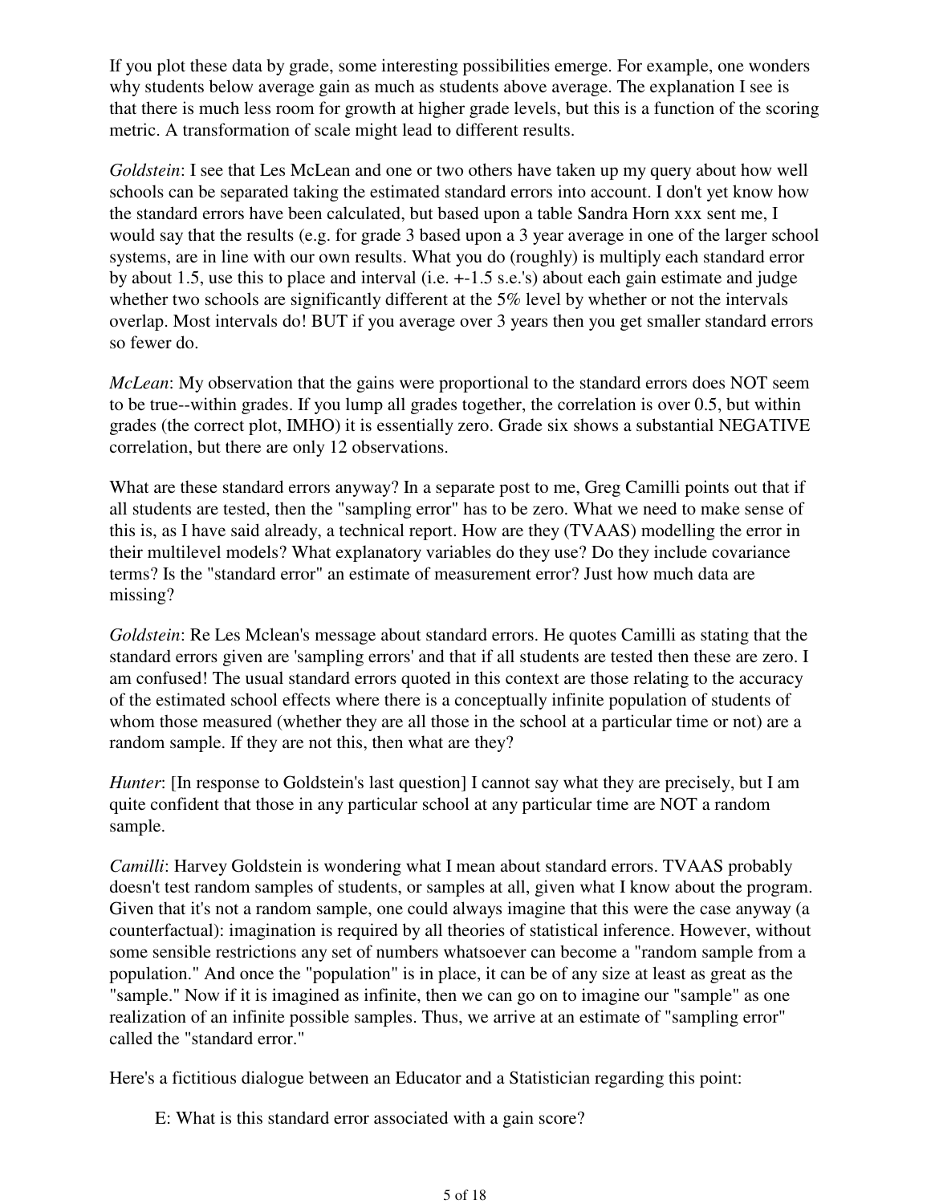If you plot these data by grade, some interesting possibilities emerge. For example, one wonders why students below average gain as much as students above average. The explanation I see is that there is much less room for growth at higher grade levels, but this is a function of the scoring metric. A transformation of scale might lead to different results.

*Goldstein*: I see that Les McLean and one or two others have taken up my query about how well schools can be separated taking the estimated standard errors into account. I don't yet know how the standard errors have been calculated, but based upon a table Sandra Horn xxx sent me, I would say that the results (e.g. for grade 3 based upon a 3 year average in one of the larger school systems, are in line with our own results. What you do (roughly) is multiply each standard error by about 1.5, use this to place and interval (i.e. +-1.5 s.e.'s) about each gain estimate and judge whether two schools are significantly different at the 5% level by whether or not the intervals overlap. Most intervals do! BUT if you average over 3 years then you get smaller standard errors so fewer do.

*McLean*: My observation that the gains were proportional to the standard errors does NOT seem to be true--within grades. If you lump all grades together, the correlation is over 0.5, but within grades (the correct plot, IMHO) it is essentially zero. Grade six shows a substantial NEGATIVE correlation, but there are only 12 observations.

What are these standard errors anyway? In a separate post to me, Greg Camilli points out that if all students are tested, then the "sampling error" has to be zero. What we need to make sense of this is, as I have said already, a technical report. How are they (TVAAS) modelling the error in their multilevel models? What explanatory variables do they use? Do they include covariance terms? Is the "standard error" an estimate of measurement error? Just how much data are missing?

*Goldstein*: Re Les Mclean's message about standard errors. He quotes Camilli as stating that the standard errors given are 'sampling errors' and that if all students are tested then these are zero. I am confused! The usual standard errors quoted in this context are those relating to the accuracy of the estimated school effects where there is a conceptually infinite population of students of whom those measured (whether they are all those in the school at a particular time or not) are a random sample. If they are not this, then what are they?

*Hunter*: [In response to Goldstein's last question] I cannot say what they are precisely, but I am quite confident that those in any particular school at any particular time are NOT a random sample.

*Camilli*: Harvey Goldstein is wondering what I mean about standard errors. TVAAS probably doesn't test random samples of students, or samples at all, given what I know about the program. Given that it's not a random sample, one could always imagine that this were the case anyway (a counterfactual): imagination is required by all theories of statistical inference. However, without some sensible restrictions any set of numbers whatsoever can become a "random sample from a population." And once the "population" is in place, it can be of any size at least as great as the "sample." Now if it is imagined as infinite, then we can go on to imagine our "sample" as one realization of an infinite possible samples. Thus, we arrive at an estimate of "sampling error" called the "standard error."

Here's a fictitious dialogue between an Educator and a Statistician regarding this point:

> E: What is this standard error associated with a gain score?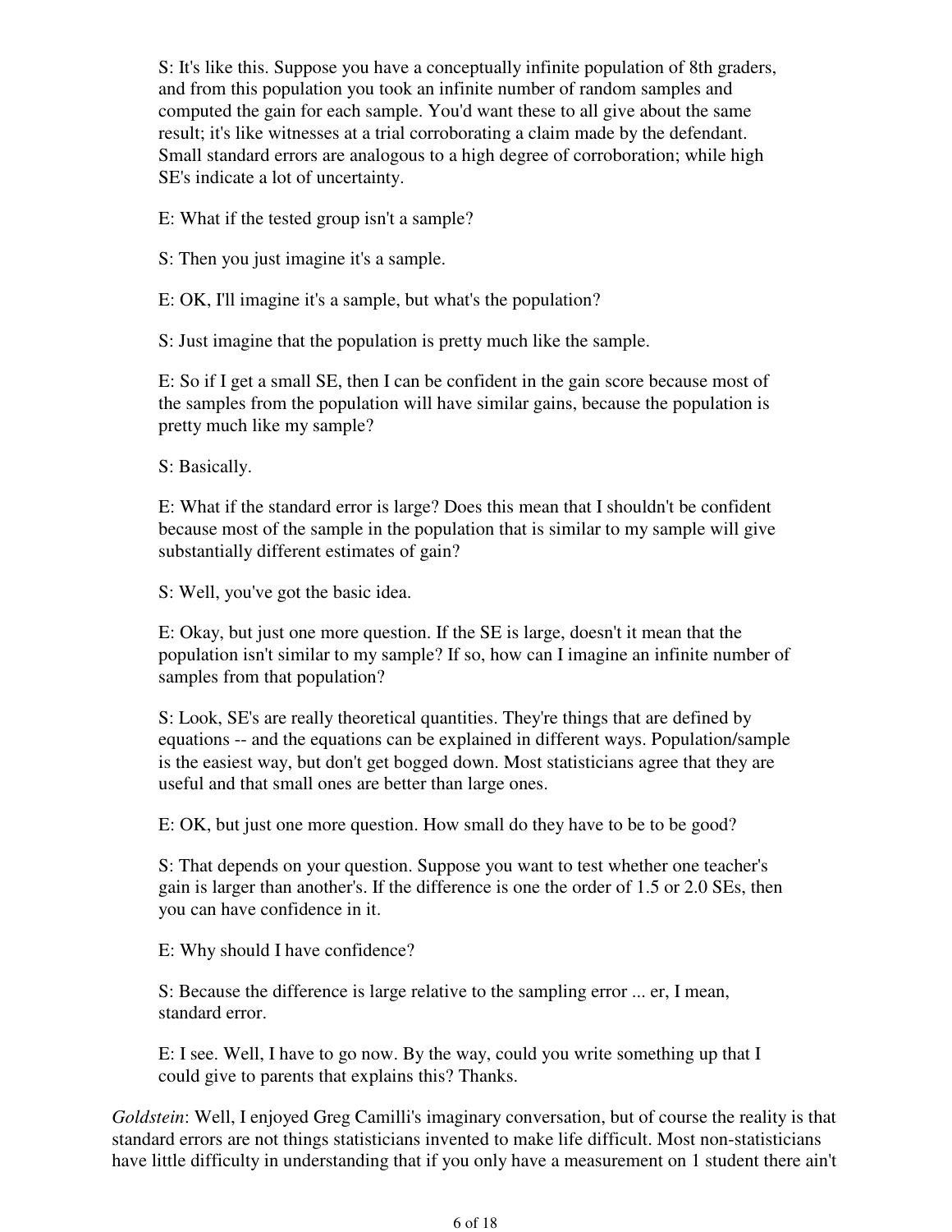S: It's like this. Suppose you have a conceptually infinite population of 8th graders, and from this population you took an infinite number of random samples and computed the gain for each sample. You'd want these to all give about the same result; it's like witnesses at a trial corroborating a claim made by the defendant. Small standard errors are analogous to a high degree of corroboration; while high SE's indicate a lot of uncertainty.

E: What if the tested group isn't a sample?

S: Then you just imagine it's a sample.

E: OK, I'll imagine it's a sample, but what's the population?

S: Just imagine that the population is pretty much like the sample.

E: So if I get a small SE, then I can be confident in the gain score because most of the samples from the population will have similar gains, because the population is pretty much like my sample?

S: Basically.

E: What if the standard error is large? Does this mean that I shouldn't be confident because most of the sample in the population that is similar to my sample will give substantially different estimates of gain?

S: Well, you've got the basic idea.

E: Okay, but just one more question. If the SE is large, doesn't it mean that the population isn't similar to my sample? If so, how can I imagine an infinite number of samples from that population?

S: Look, SE's are really theoretical quantities. They're things that are defined by equations -- and the equations can be explained in different ways. Population/sample is the easiest way, but don't get bogged down. Most statisticians agree that they are useful and that small ones are better than large ones.

E: OK, but just one more question. How small do they have to be to be good?

S: That depends on your question. Suppose you want to test whether one teacher's gain is larger than another's. If the difference is one the order of 1.5 or 2.0 SEs, then you can have confidence in it.

E: Why should I have confidence?

S: Because the difference is large relative to the sampling error ... er, I mean, standard error.

E: I see. Well, I have to go now. By the way, could you write something up that I could give to parents that explains this? Thanks.

*Goldstein*: Well, I enjoyed Greg Camilli's imaginary conversation, but of course the reality is that standard errors are not things statisticians invented to make life difficult. Most non-statisticians have little difficulty in understanding that if you only have a measurement on 1 student there ain't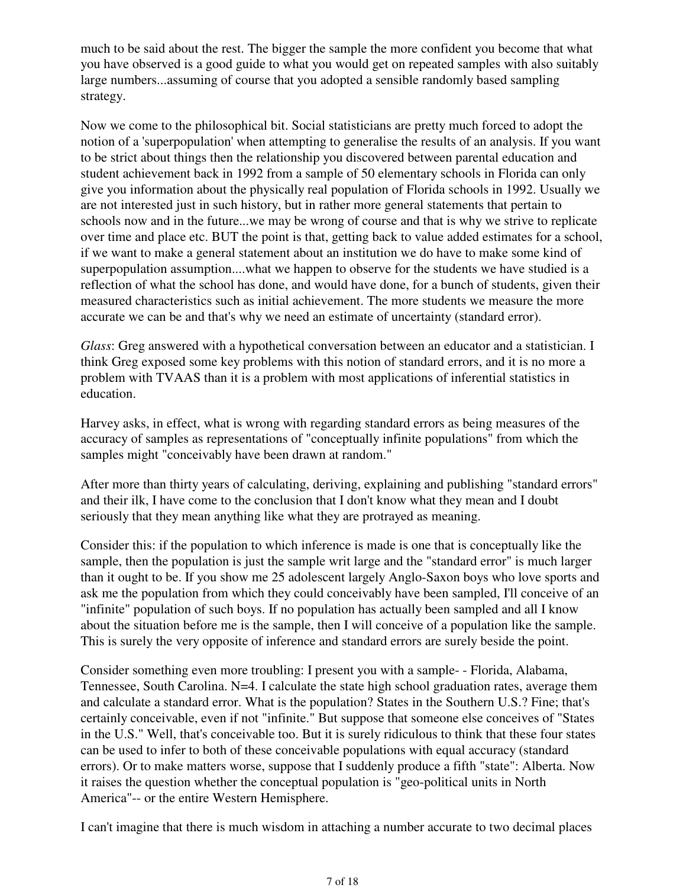much to be said about the rest. The bigger the sample the more confident you become that what you have observed is a good guide to what you would get on repeated samples with also suitably large numbers...assuming of course that you adopted a sensible randomly based sampling strategy.

Now we come to the philosophical bit. Social statisticians are pretty much forced to adopt the notion of a 'superpopulation' when attempting to generalise the results of an analysis. If you want to be strict about things then the relationship you discovered between parental education and student achievement back in 1992 from a sample of 50 elementary schools in Florida can only give you information about the physically real population of Florida schools in 1992. Usually we are not interested just in such history, but in rather more general statements that pertain to schools now and in the future...we may be wrong of course and that is why we strive to replicate over time and place etc. BUT the point is that, getting back to value added estimates for a school, if we want to make a general statement about an institution we do have to make some kind of superpopulation assumption....what we happen to observe for the students we have studied is a reflection of what the school has done, and would have done, for a bunch of students, given their measured characteristics such as initial achievement. The more students we measure the more accurate we can be and that's why we need an estimate of uncertainty (standard error).

*Glass*: Greg answered with a hypothetical conversation between an educator and a statistician. I think Greg exposed some key problems with this notion of standard errors, and it is no more a problem with TVAAS than it is a problem with most applications of inferential statistics in education.

Harvey asks, in effect, what is wrong with regarding standard errors as being measures of the accuracy of samples as representations of "conceptually infinite populations" from which the samples might "conceivably have been drawn at random."

After more than thirty years of calculating, deriving, explaining and publishing "standard errors" and their ilk, I have come to the conclusion that I don't know what they mean and I doubt seriously that they mean anything like what they are protrayed as meaning.

Consider this: if the population to which inference is made is one that is conceptually like the sample, then the population is just the sample writ large and the "standard error" is much larger than it ought to be. If you show me 25 adolescent largely Anglo-Saxon boys who love sports and ask me the population from which they could conceivably have been sampled, I'll conceive of an "infinite" population of such boys. If no population has actually been sampled and all I know about the situation before me is the sample, then I will conceive of a population like the sample. This is surely the very opposite of inference and standard errors are surely beside the point.

Consider something even more troubling: I present you with a sample- - Florida, Alabama, Tennessee, South Carolina. N=4. I calculate the state high school graduation rates, average them and calculate a standard error. What is the population? States in the Southern U.S.? Fine; that's certainly conceivable, even if not "infinite." But suppose that someone else conceives of "States in the U.S." Well, that's conceivable too. But it is surely ridiculous to think that these four states can be used to infer to both of these conceivable populations with equal accuracy (standard errors). Or to make matters worse, suppose that I suddenly produce a fifth "state": Alberta. Now it raises the question whether the conceptual population is "geo-political units in North America"-- or the entire Western Hemisphere.

I can't imagine that there is much wisdom in attaching a number accurate to two decimal places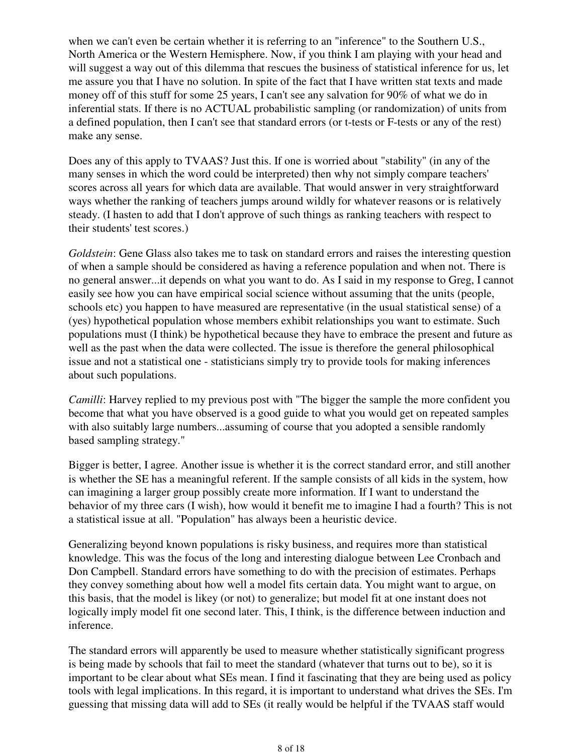when we can't even be certain whether it is referring to an "inference" to the Southern U.S., North America or the Western Hemisphere. Now, if you think I am playing with your head and will suggest a way out of this dilemma that rescues the business of statistical inference for us, let me assure you that I have no solution. In spite of the fact that I have written stat texts and made money off of this stuff for some 25 years, I can't see any salvation for 90% of what we do in inferential stats. If there is no ACTUAL probabilistic sampling (or randomization) of units from a defined population, then I can't see that standard errors (or t-tests or F-tests or any of the rest) make any sense.

Does any of this apply to TVAAS? Just this. If one is worried about "stability" (in any of the many senses in which the word could be interpreted) then why not simply compare teachers' scores across all years for which data are available. That would answer in very straightforward ways whether the ranking of teachers jumps around wildly for whatever reasons or is relatively steady. (I hasten to add that I don't approve of such things as ranking teachers with respect to their students' test scores.)

*Goldstein*: Gene Glass also takes me to task on standard errors and raises the interesting question of when a sample should be considered as having a reference population and when not. There is no general answer...it depends on what you want to do. As I said in my response to Greg, I cannot easily see how you can have empirical social science without assuming that the units (people, schools etc) you happen to have measured are representative (in the usual statistical sense) of a (yes) hypothetical population whose members exhibit relationships you want to estimate. Such populations must (I think) be hypothetical because they have to embrace the present and future as well as the past when the data were collected. The issue is therefore the general philosophical issue and not a statistical one - statisticians simply try to provide tools for making inferences about such populations.

*Camilli*: Harvey replied to my previous post with "The bigger the sample the more confident you become that what you have observed is a good guide to what you would get on repeated samples with also suitably large numbers...assuming of course that you adopted a sensible randomly based sampling strategy."

Bigger is better, I agree. Another issue is whether it is the correct standard error, and still another is whether the SE has a meaningful referent. If the sample consists of all kids in the system, how can imagining a larger group possibly create more information. If I want to understand the behavior of my three cars (I wish), how would it benefit me to imagine I had a fourth? This is not a statistical issue at all. "Population" has always been a heuristic device.

Generalizing beyond known populations is risky business, and requires more than statistical knowledge. This was the focus of the long and interesting dialogue between Lee Cronbach and Don Campbell. Standard errors have something to do with the precision of estimates. Perhaps they convey something about how well a model fits certain data. You might want to argue, on this basis, that the model is likey (or not) to generalize; but model fit at one instant does not logically imply model fit one second later. This, I think, is the difference between induction and inference.

The standard errors will apparently be used to measure whether statistically significant progress is being made by schools that fail to meet the standard (whatever that turns out to be), so it is important to be clear about what SEs mean. I find it fascinating that they are being used as policy tools with legal implications. In this regard, it is important to understand what drives the SEs. I'm guessing that missing data will add to SEs (it really would be helpful if the TVAAS staff would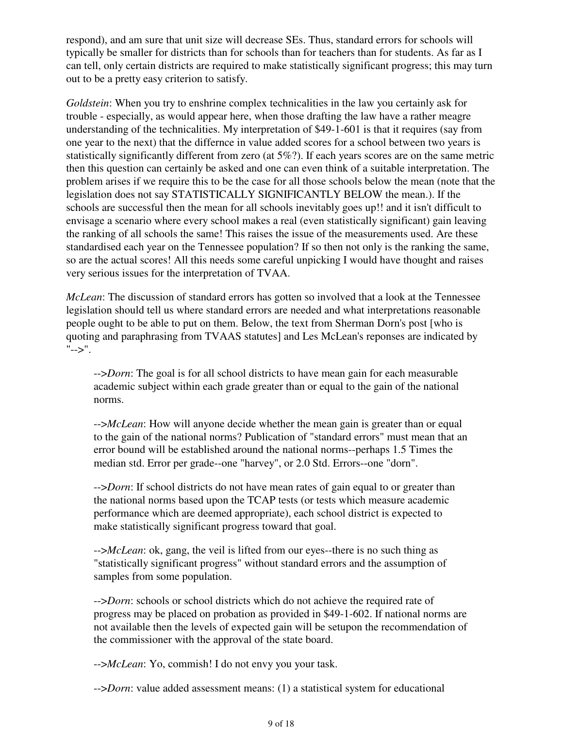respond), and am sure that unit size will decrease SEs. Thus, standard errors for schools will typically be smaller for districts than for schools than for teachers than for students. As far as I can tell, only certain districts are required to make statistically significant progress; this may turn out to be a pretty easy criterion to satisfy.

*Goldstein*: When you try to enshrine complex technicalities in the law you certainly ask for trouble - especially, as would appear here, when those drafting the law have a rather meagre understanding of the technicalities. My interpretation of $49-1-601 is that it requires (say from one year to the next) that the differnce in value added scores for a school between two years is statistically significantly different from zero (at 5%?). If each years scores are on the same metric then this question can certainly be asked and one can even think of a suitable interpretation. The problem arises if we require this to be the case for all those schools below the mean (note that the legislation does not say STATISTICALLY SIGNIFICANTLY BELOW the mean.). If the schools are successful then the mean for all schools inevitably goes up!! and it isn't difficult to envisage a scenario where every school makes a real (even statistically significant) gain leaving the ranking of all schools the same! This raises the issue of the measurements used. Are these standardised each year on the Tennessee population? If so then not only is the ranking the same, so are the actual scores! All this needs some careful unpicking I would have thought and raises very serious issues for the interpretation of TVAA.

*McLean*: The discussion of standard errors has gotten so involved that a look at the Tennessee legislation should tell us where standard errors are needed and what interpretations reasonable people ought to be able to put on them. Below, the text from Sherman Dorn's post [who is quoting and paraphrasing from TVAAS statutes] and Les McLean's reponses are indicated by "-->".

> -->*Dorn*: The goal is for all school districts to have mean gain for each measurable academic subject within each grade greater than or equal to the gain of the national norms.
>
> -->*McLean*: How will anyone decide whether the mean gain is greater than or equal to the gain of the national norms? Publication of "standard errors" must mean that an error bound will be established around the national norms--perhaps 1.5 Times the median std. Error per grade--one "harvey", or 2.0 Std. Errors--one "dorn".
>
> -->*Dorn*: If school districts do not have mean rates of gain equal to or greater than the national norms based upon the TCAP tests (or tests which measure academic performance which are deemed appropriate), each school district is expected to make statistically significant progress toward that goal.
>
> -->*McLean*: ok, gang, the veil is lifted from our eyes--there is no such thing as "statistically significant progress" without standard errors and the assumption of samples from some population.
>
> -->*Dorn*: schools or school districts which do not achieve the required rate of progress may be placed on probation as provided in $49-1-602. If national norms are not available then the levels of expected gain will be setupon the recommendation of the commissioner with the approval of the state board.
>
> -->*McLean*: Yo, commish! I do not envy you your task.
>
> -->*Dorn*: value added assessment means: (1) a statistical system for educational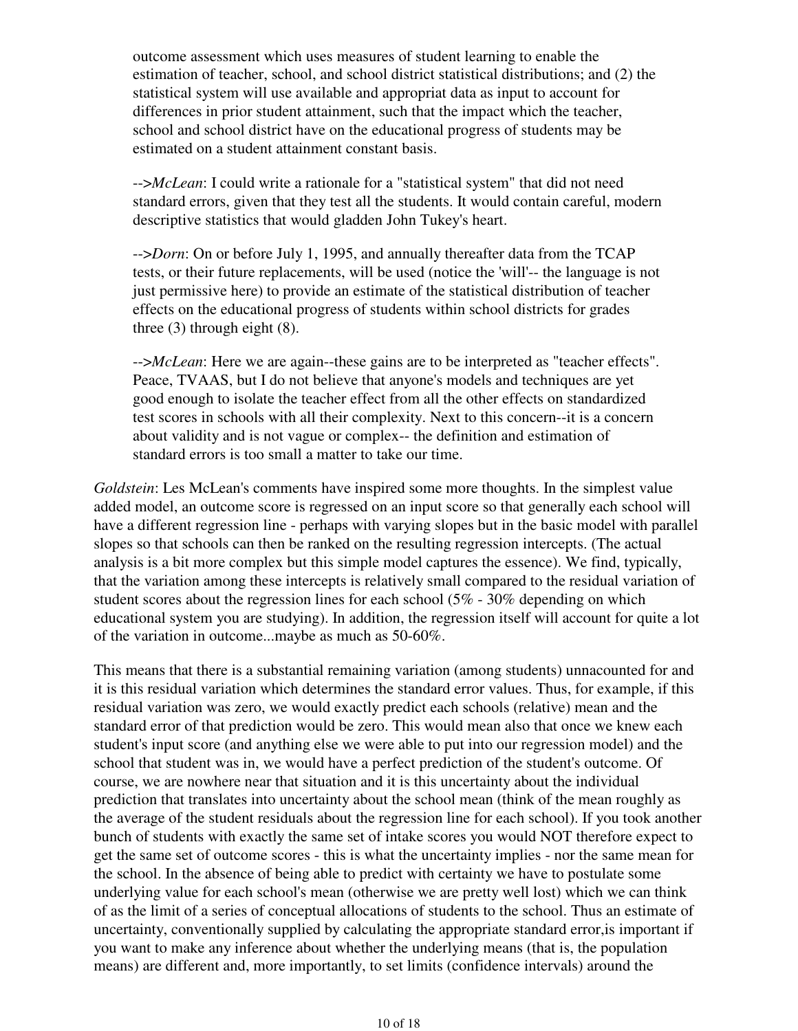outcome assessment which uses measures of student learning to enable the estimation of teacher, school, and school district statistical distributions; and (2) the statistical system will use available and appropriat data as input to account for differences in prior student attainment, such that the impact which the teacher, school and school district have on the educational progress of students may be estimated on a student attainment constant basis.

-->*McLean*: I could write a rationale for a "statistical system" that did not need standard errors, given that they test all the students. It would contain careful, modern descriptive statistics that would gladden John Tukey's heart.

-->*Dorn*: On or before July 1, 1995, and annually thereafter data from the TCAP tests, or their future replacements, will be used (notice the 'will'-- the language is not just permissive here) to provide an estimate of the statistical distribution of teacher effects on the educational progress of students within school districts for grades three (3) through eight (8).

-->*McLean*: Here we are again--these gains are to be interpreted as "teacher effects". Peace, TVAAS, but I do not believe that anyone's models and techniques are yet good enough to isolate the teacher effect from all the other effects on standardized test scores in schools with all their complexity. Next to this concern--it is a concern about validity and is not vague or complex-- the definition and estimation of standard errors is too small a matter to take our time.

*Goldstein*: Les McLean's comments have inspired some more thoughts. In the simplest value added model, an outcome score is regressed on an input score so that generally each school will have a different regression line - perhaps with varying slopes but in the basic model with parallel slopes so that schools can then be ranked on the resulting regression intercepts. (The actual analysis is a bit more complex but this simple model captures the essence). We find, typically, that the variation among these intercepts is relatively small compared to the residual variation of student scores about the regression lines for each school (5% - 30% depending on which educational system you are studying). In addition, the regression itself will account for quite a lot of the variation in outcome...maybe as much as 50-60%.

This means that there is a substantial remaining variation (among students) unnacounted for and it is this residual variation which determines the standard error values. Thus, for example, if this residual variation was zero, we would exactly predict each schools (relative) mean and the standard error of that prediction would be zero. This would mean also that once we knew each student's input score (and anything else we were able to put into our regression model) and the school that student was in, we would have a perfect prediction of the student's outcome. Of course, we are nowhere near that situation and it is this uncertainty about the individual prediction that translates into uncertainty about the school mean (think of the mean roughly as the average of the student residuals about the regression line for each school). If you took another bunch of students with exactly the same set of intake scores you would NOT therefore expect to get the same set of outcome scores - this is what the uncertainty implies - nor the same mean for the school. In the absence of being able to predict with certainty we have to postulate some underlying value for each school's mean (otherwise we are pretty well lost) which we can think of as the limit of a series of conceptual allocations of students to the school. Thus an estimate of uncertainty, conventionally supplied by calculating the appropriate standard error,is important if you want to make any inference about whether the underlying means (that is, the population means) are different and, more importantly, to set limits (confidence intervals) around the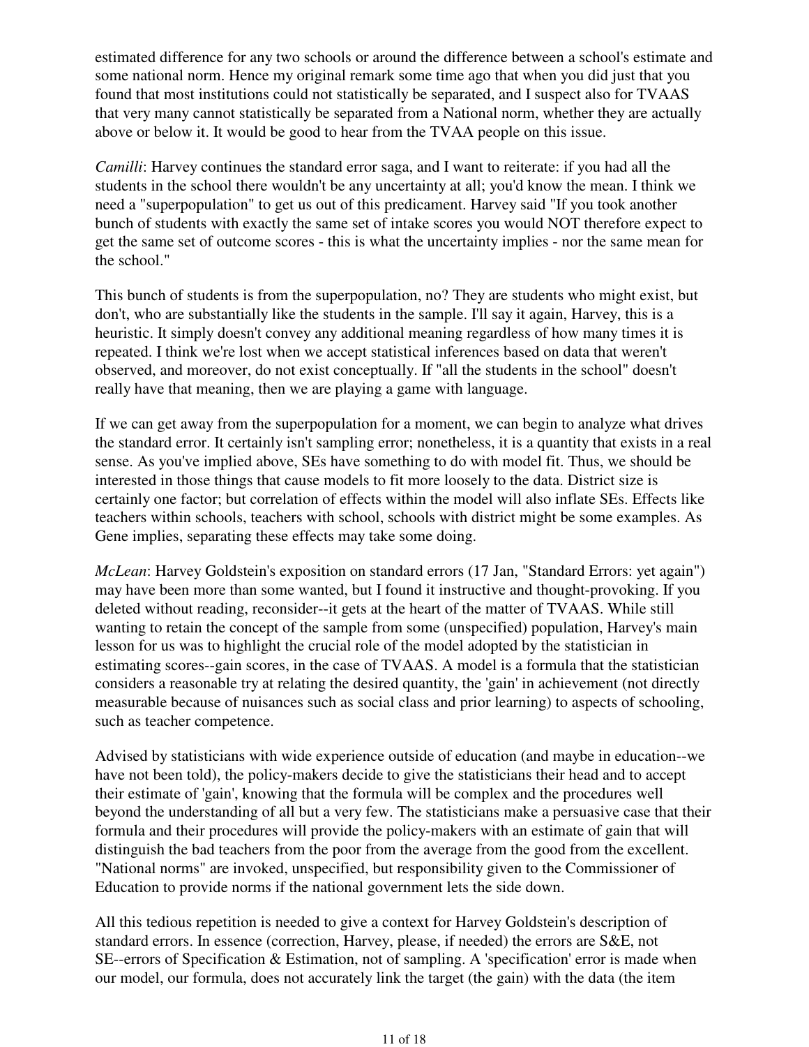estimated difference for any two schools or around the difference between a school's estimate and some national norm. Hence my original remark some time ago that when you did just that you found that most institutions could not statistically be separated, and I suspect also for TVAAS that very many cannot statistically be separated from a National norm, whether they are actually above or below it. It would be good to hear from the TVAA people on this issue.

*Camilli*: Harvey continues the standard error saga, and I want to reiterate: if you had all the students in the school there wouldn't be any uncertainty at all; you'd know the mean. I think we need a "superpopulation" to get us out of this predicament. Harvey said "If you took another bunch of students with exactly the same set of intake scores you would NOT therefore expect to get the same set of outcome scores - this is what the uncertainty implies - nor the same mean for the school."

This bunch of students is from the superpopulation, no? They are students who might exist, but don't, who are substantially like the students in the sample. I'll say it again, Harvey, this is a heuristic. It simply doesn't convey any additional meaning regardless of how many times it is repeated. I think we're lost when we accept statistical inferences based on data that weren't observed, and moreover, do not exist conceptually. If "all the students in the school" doesn't really have that meaning, then we are playing a game with language.

If we can get away from the superpopulation for a moment, we can begin to analyze what drives the standard error. It certainly isn't sampling error; nonetheless, it is a quantity that exists in a real sense. As you've implied above, SEs have something to do with model fit. Thus, we should be interested in those things that cause models to fit more loosely to the data. District size is certainly one factor; but correlation of effects within the model will also inflate SEs. Effects like teachers within schools, teachers with school, schools with district might be some examples. As Gene implies, separating these effects may take some doing.

*McLean*: Harvey Goldstein's exposition on standard errors (17 Jan, "Standard Errors: yet again") may have been more than some wanted, but I found it instructive and thought-provoking. If you deleted without reading, reconsider--it gets at the heart of the matter of TVAAS. While still wanting to retain the concept of the sample from some (unspecified) population, Harvey's main lesson for us was to highlight the crucial role of the model adopted by the statistician in estimating scores--gain scores, in the case of TVAAS. A model is a formula that the statistician considers a reasonable try at relating the desired quantity, the 'gain' in achievement (not directly measurable because of nuisances such as social class and prior learning) to aspects of schooling, such as teacher competence.

Advised by statisticians with wide experience outside of education (and maybe in education--we have not been told), the policy-makers decide to give the statisticians their head and to accept their estimate of 'gain', knowing that the formula will be complex and the procedures well beyond the understanding of all but a very few. The statisticians make a persuasive case that their formula and their procedures will provide the policy-makers with an estimate of gain that will distinguish the bad teachers from the poor from the average from the good from the excellent. "National norms" are invoked, unspecified, but responsibility given to the Commissioner of Education to provide norms if the national government lets the side down.

All this tedious repetition is needed to give a context for Harvey Goldstein's description of standard errors. In essence (correction, Harvey, please, if needed) the errors are S&E, not SE--errors of Specification & Estimation, not of sampling. A 'specification' error is made when our model, our formula, does not accurately link the target (the gain) with the data (the item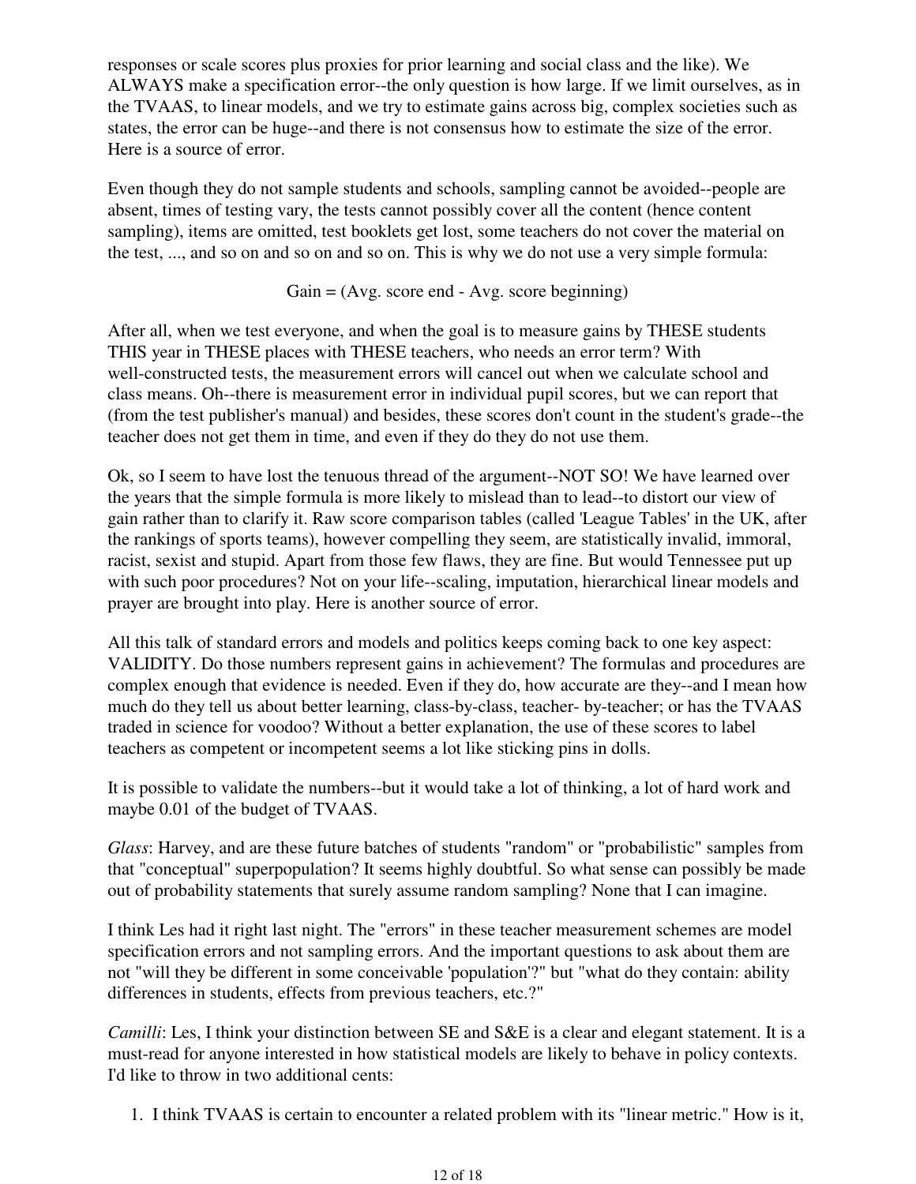responses or scale scores plus proxies for prior learning and social class and the like). We ALWAYS make a specification error--the only question is how large. If we limit ourselves, as in the TVAAS, to linear models, and we try to estimate gains across big, complex societies such as states, the error can be huge--and there is not consensus how to estimate the size of the error. Here is a source of error.

Even though they do not sample students and schools, sampling cannot be avoided--people are absent, times of testing vary, the tests cannot possibly cover all the content (hence content sampling), items are omitted, test booklets get lost, some teachers do not cover the material on the test, ..., and so on and so on and so on. This is why we do not use a very simple formula:

Gain = (Avg. score end - Avg. score beginning)

After all, when we test everyone, and when the goal is to measure gains by THESE students THIS year in THESE places with THESE teachers, who needs an error term? With well-constructed tests, the measurement errors will cancel out when we calculate school and class means. Oh--there is measurement error in individual pupil scores, but we can report that (from the test publisher's manual) and besides, these scores don't count in the student's grade--the teacher does not get them in time, and even if they do they do not use them.

Ok, so I seem to have lost the tenuous thread of the argument--NOT SO! We have learned over the years that the simple formula is more likely to mislead than to lead--to distort our view of gain rather than to clarify it. Raw score comparison tables (called 'League Tables' in the UK, after the rankings of sports teams), however compelling they seem, are statistically invalid, immoral, racist, sexist and stupid. Apart from those few flaws, they are fine. But would Tennessee put up with such poor procedures? Not on your life--scaling, imputation, hierarchical linear models and prayer are brought into play. Here is another source of error.

All this talk of standard errors and models and politics keeps coming back to one key aspect: VALIDITY. Do those numbers represent gains in achievement? The formulas and procedures are complex enough that evidence is needed. Even if they do, how accurate are they--and I mean how much do they tell us about better learning, class-by-class, teacher- by-teacher; or has the TVAAS traded in science for voodoo? Without a better explanation, the use of these scores to label teachers as competent or incompetent seems a lot like sticking pins in dolls.

It is possible to validate the numbers--but it would take a lot of thinking, a lot of hard work and maybe 0.01 of the budget of TVAAS.

*Glass*: Harvey, and are these future batches of students "random" or "probabilistic" samples from that "conceptual" superpopulation? It seems highly doubtful. So what sense can possibly be made out of probability statements that surely assume random sampling? None that I can imagine.

I think Les had it right last night. The "errors" in these teacher measurement schemes are model specification errors and not sampling errors. And the important questions to ask about them are not "will they be different in some conceivable 'population'?" but "what do they contain: ability differences in students, effects from previous teachers, etc.?"

*Camilli*: Les, I think your distinction between SE and S&E is a clear and elegant statement. It is a must-read for anyone interested in how statistical models are likely to behave in policy contexts. I'd like to throw in two additional cents:

1. I think TVAAS is certain to encounter a related problem with its "linear metric." How is it,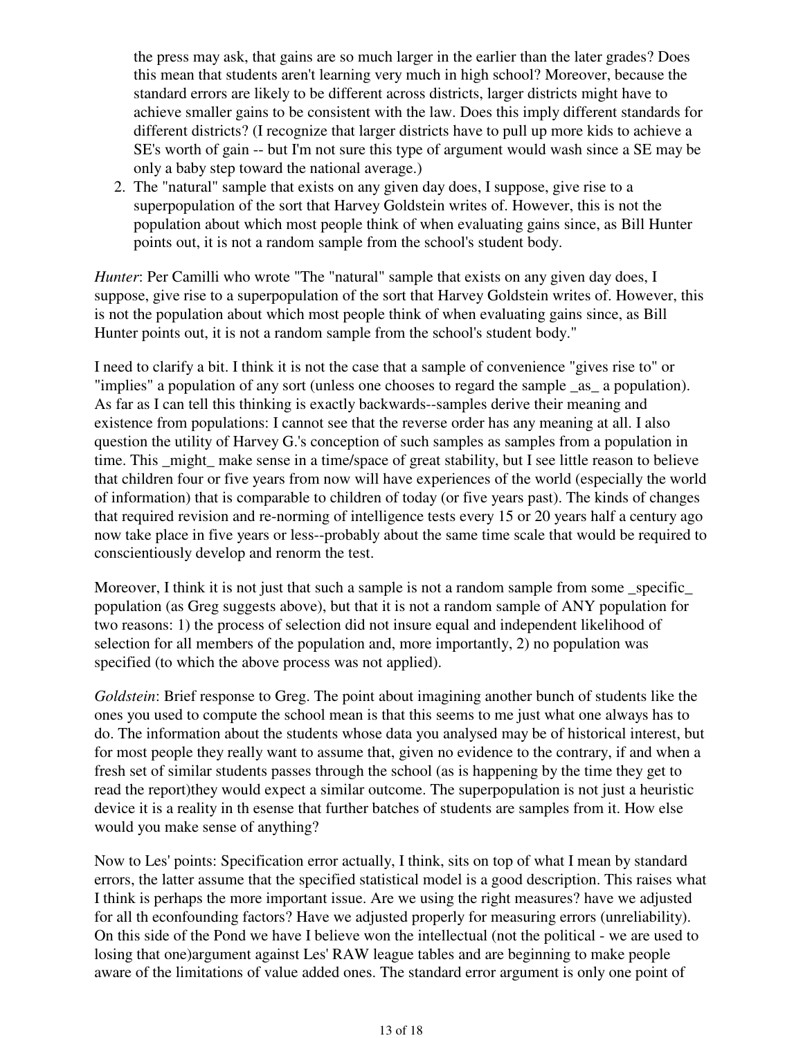the press may ask, that gains are so much larger in the earlier than the later grades? Does this mean that students aren't learning very much in high school? Moreover, because the standard errors are likely to be different across districts, larger districts might have to achieve smaller gains to be consistent with the law. Does this imply different standards for different districts? (I recognize that larger districts have to pull up more kids to achieve a SE's worth of gain -- but I'm not sure this type of argument would wash since a SE may be only a baby step toward the national average.)

2. The "natural" sample that exists on any given day does, I suppose, give rise to a superpopulation of the sort that Harvey Goldstein writes of. However, this is not the population about which most people think of when evaluating gains since, as Bill Hunter points out, it is not a random sample from the school's student body.

*Hunter*: Per Camilli who wrote "The "natural" sample that exists on any given day does, I suppose, give rise to a superpopulation of the sort that Harvey Goldstein writes of. However, this is not the population about which most people think of when evaluating gains since, as Bill Hunter points out, it is not a random sample from the school's student body."

I need to clarify a bit. I think it is not the case that a sample of convenience "gives rise to" or "implies" a population of any sort (unless one chooses to regard the sample _as_ a population). As far as I can tell this thinking is exactly backwards--samples derive their meaning and existence from populations: I cannot see that the reverse order has any meaning at all. I also question the utility of Harvey G.'s conception of such samples as samples from a population in time. This _might_ make sense in a time/space of great stability, but I see little reason to believe that children four or five years from now will have experiences of the world (especially the world of information) that is comparable to children of today (or five years past). The kinds of changes that required revision and re-norming of intelligence tests every 15 or 20 years half a century ago now take place in five years or less--probably about the same time scale that would be required to conscientiously develop and renorm the test.

Moreover, I think it is not just that such a sample is not a random sample from some _specific_ population (as Greg suggests above), but that it is not a random sample of ANY population for two reasons: 1) the process of selection did not insure equal and independent likelihood of selection for all members of the population and, more importantly, 2) no population was specified (to which the above process was not applied).

*Goldstein*: Brief response to Greg. The point about imagining another bunch of students like the ones you used to compute the school mean is that this seems to me just what one always has to do. The information about the students whose data you analysed may be of historical interest, but for most people they really want to assume that, given no evidence to the contrary, if and when a fresh set of similar students passes through the school (as is happening by the time they get to read the report)they would expect a similar outcome. The superpopulation is not just a heuristic device it is a reality in th esense that further batches of students are samples from it. How else would you make sense of anything?

Now to Les' points: Specification error actually, I think, sits on top of what I mean by standard errors, the latter assume that the specified statistical model is a good description. This raises what I think is perhaps the more important issue. Are we using the right measures? have we adjusted for all th econfounding factors? Have we adjusted properly for measuring errors (unreliability). On this side of the Pond we have I believe won the intellectual (not the political - we are used to losing that one)argument against Les' RAW league tables and are beginning to make people aware of the limitations of value added ones. The standard error argument is only one point of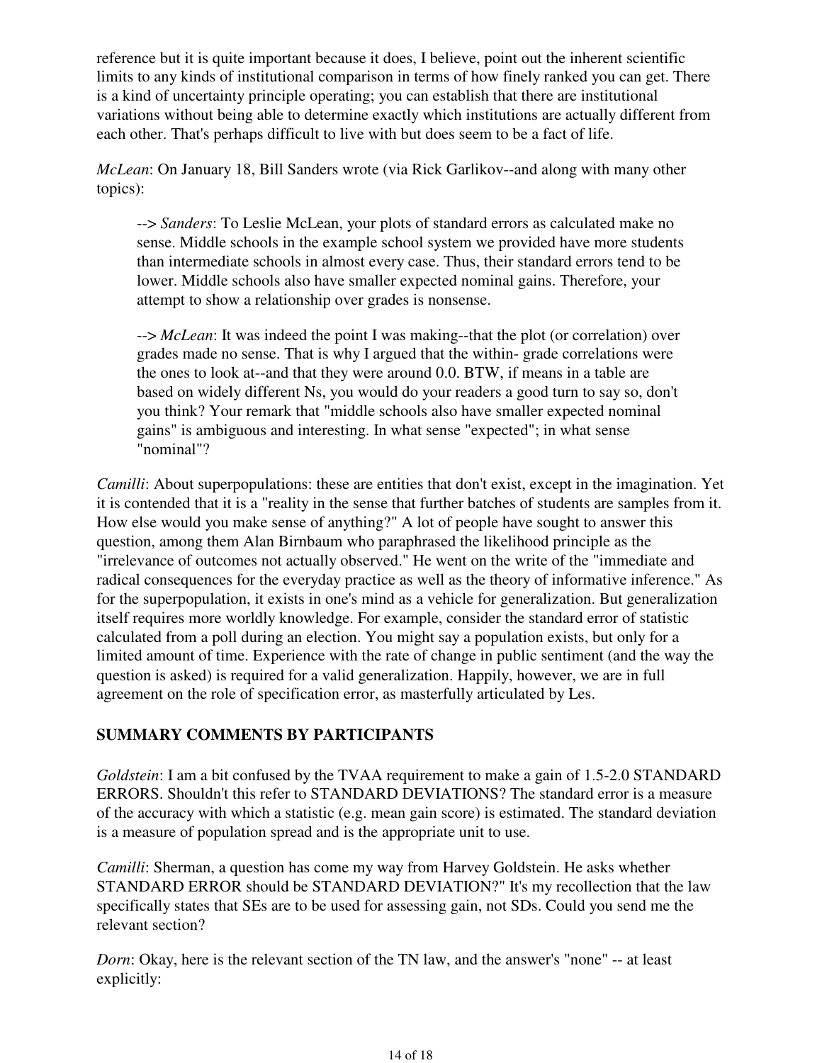reference but it is quite important because it does, I believe, point out the inherent scientific limits to any kinds of institutional comparison in terms of how finely ranked you can get. There is a kind of uncertainty principle operating; you can establish that there are institutional variations without being able to determine exactly which institutions are actually different from each other. That's perhaps difficult to live with but does seem to be a fact of life.

*McLean*: On January 18, Bill Sanders wrote (via Rick Garlikov--and along with many other topics):

> --> *Sanders*: To Leslie McLean, your plots of standard errors as calculated make no sense. Middle schools in the example school system we provided have more students than intermediate schools in almost every case. Thus, their standard errors tend to be lower. Middle schools also have smaller expected nominal gains. Therefore, your attempt to show a relationship over grades is nonsense.
>
> --> *McLean*: It was indeed the point I was making--that the plot (or correlation) over grades made no sense. That is why I argued that the within- grade correlations were the ones to look at--and that they were around 0.0. BTW, if means in a table are based on widely different Ns, you would do your readers a good turn to say so, don't you think? Your remark that "middle schools also have smaller expected nominal gains" is ambiguous and interesting. In what sense "expected"; in what sense "nominal"?

*Camilli*: About superpopulations: these are entities that don't exist, except in the imagination. Yet it is contended that it is a "reality in the sense that further batches of students are samples from it. How else would you make sense of anything?" A lot of people have sought to answer this question, among them Alan Birnbaum who paraphrased the likelihood principle as the "irrelevance of outcomes not actually observed." He went on the write of the "immediate and radical consequences for the everyday practice as well as the theory of informative inference." As for the superpopulation, it exists in one's mind as a vehicle for generalization. But generalization itself requires more worldly knowledge. For example, consider the standard error of statistic calculated from a poll during an election. You might say a population exists, but only for a limited amount of time. Experience with the rate of change in public sentiment (and the way the question is asked) is required for a valid generalization. Happily, however, we are in full agreement on the role of specification error, as masterfully articulated by Les.

## SUMMARY COMMENTS BY PARTICIPANTS

*Goldstein*: I am a bit confused by the TVAA requirement to make a gain of 1.5-2.0 STANDARD ERRORS. Shouldn't this refer to STANDARD DEVIATIONS? The standard error is a measure of the accuracy with which a statistic (e.g. mean gain score) is estimated. The standard deviation is a measure of population spread and is the appropriate unit to use.

*Camilli*: Sherman, a question has come my way from Harvey Goldstein. He asks whether STANDARD ERROR should be STANDARD DEVIATION?" It's my recollection that the law specifically states that SEs are to be used for assessing gain, not SDs. Could you send me the relevant section?

*Dorn*: Okay, here is the relevant section of the TN law, and the answer's "none" -- at least explicitly: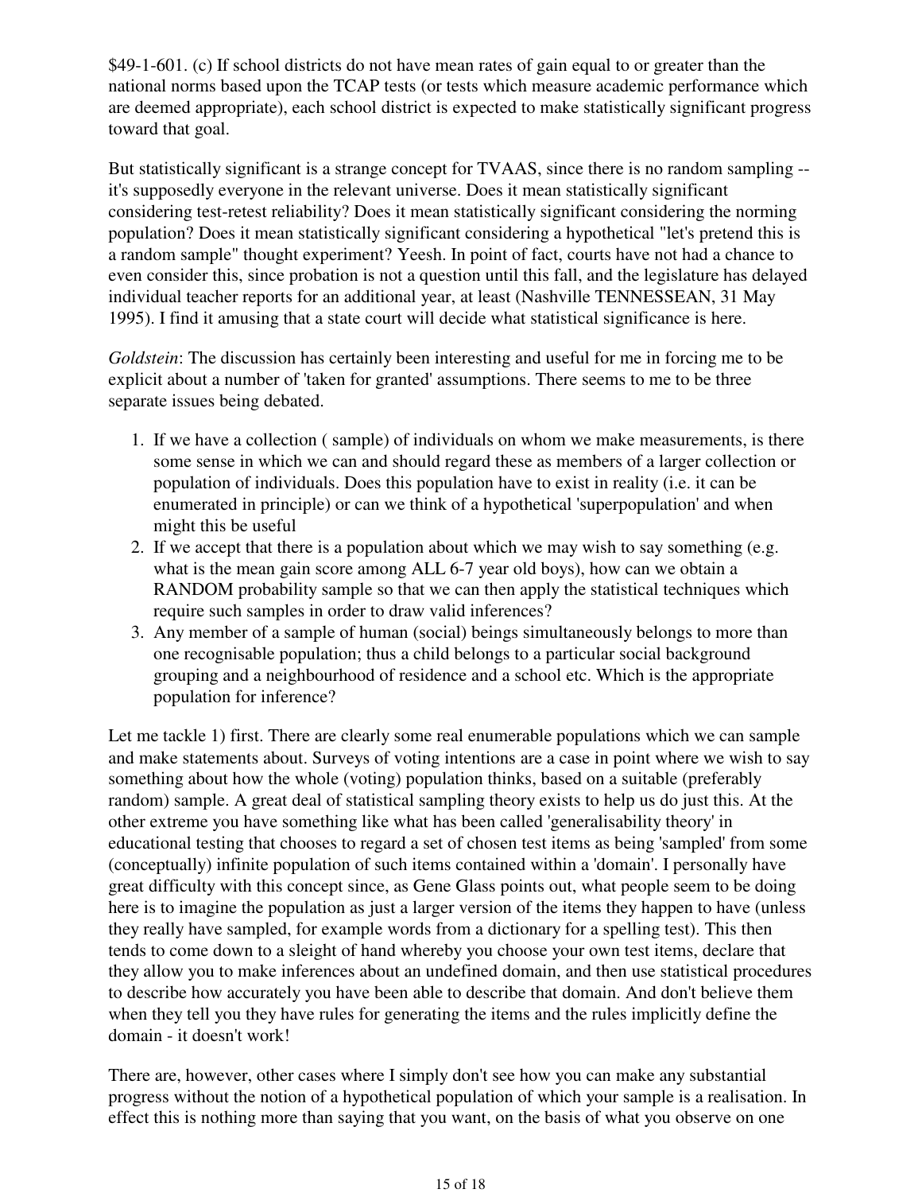$49-1-601. (c) If school districts do not have mean rates of gain equal to or greater than the national norms based upon the TCAP tests (or tests which measure academic performance which are deemed appropriate), each school district is expected to make statistically significant progress toward that goal.

But statistically significant is a strange concept for TVAAS, since there is no random sampling -- it's supposedly everyone in the relevant universe. Does it mean statistically significant considering test-retest reliability? Does it mean statistically significant considering the norming population? Does it mean statistically significant considering a hypothetical "let's pretend this is a random sample" thought experiment? Yeesh. In point of fact, courts have not had a chance to even consider this, since probation is not a question until this fall, and the legislature has delayed individual teacher reports for an additional year, at least (Nashville TENNESSEAN, 31 May 1995). I find it amusing that a state court will decide what statistical significance is here.

*Goldstein*: The discussion has certainly been interesting and useful for me in forcing me to be explicit about a number of 'taken for granted' assumptions. There seems to me to be three separate issues being debated.

1. If we have a collection ( sample) of individuals on whom we make measurements, is there some sense in which we can and should regard these as members of a larger collection or population of individuals. Does this population have to exist in reality (i.e. it can be enumerated in principle) or can we think of a hypothetical 'superpopulation' and when might this be useful
2. If we accept that there is a population about which we may wish to say something (e.g. what is the mean gain score among ALL 6-7 year old boys), how can we obtain a RANDOM probability sample so that we can then apply the statistical techniques which require such samples in order to draw valid inferences?
3. Any member of a sample of human (social) beings simultaneously belongs to more than one recognisable population; thus a child belongs to a particular social background grouping and a neighbourhood of residence and a school etc. Which is the appropriate population for inference?

Let me tackle 1) first. There are clearly some real enumerable populations which we can sample and make statements about. Surveys of voting intentions are a case in point where we wish to say something about how the whole (voting) population thinks, based on a suitable (preferably random) sample. A great deal of statistical sampling theory exists to help us do just this. At the other extreme you have something like what has been called 'generalisability theory' in educational testing that chooses to regard a set of chosen test items as being 'sampled' from some (conceptually) infinite population of such items contained within a 'domain'. I personally have great difficulty with this concept since, as Gene Glass points out, what people seem to be doing here is to imagine the population as just a larger version of the items they happen to have (unless they really have sampled, for example words from a dictionary for a spelling test). This then tends to come down to a sleight of hand whereby you choose your own test items, declare that they allow you to make inferences about an undefined domain, and then use statistical procedures to describe how accurately you have been able to describe that domain. And don't believe them when they tell you they have rules for generating the items and the rules implicitly define the domain - it doesn't work!

There are, however, other cases where I simply don't see how you can make any substantial progress without the notion of a hypothetical population of which your sample is a realisation. In effect this is nothing more than saying that you want, on the basis of what you observe on one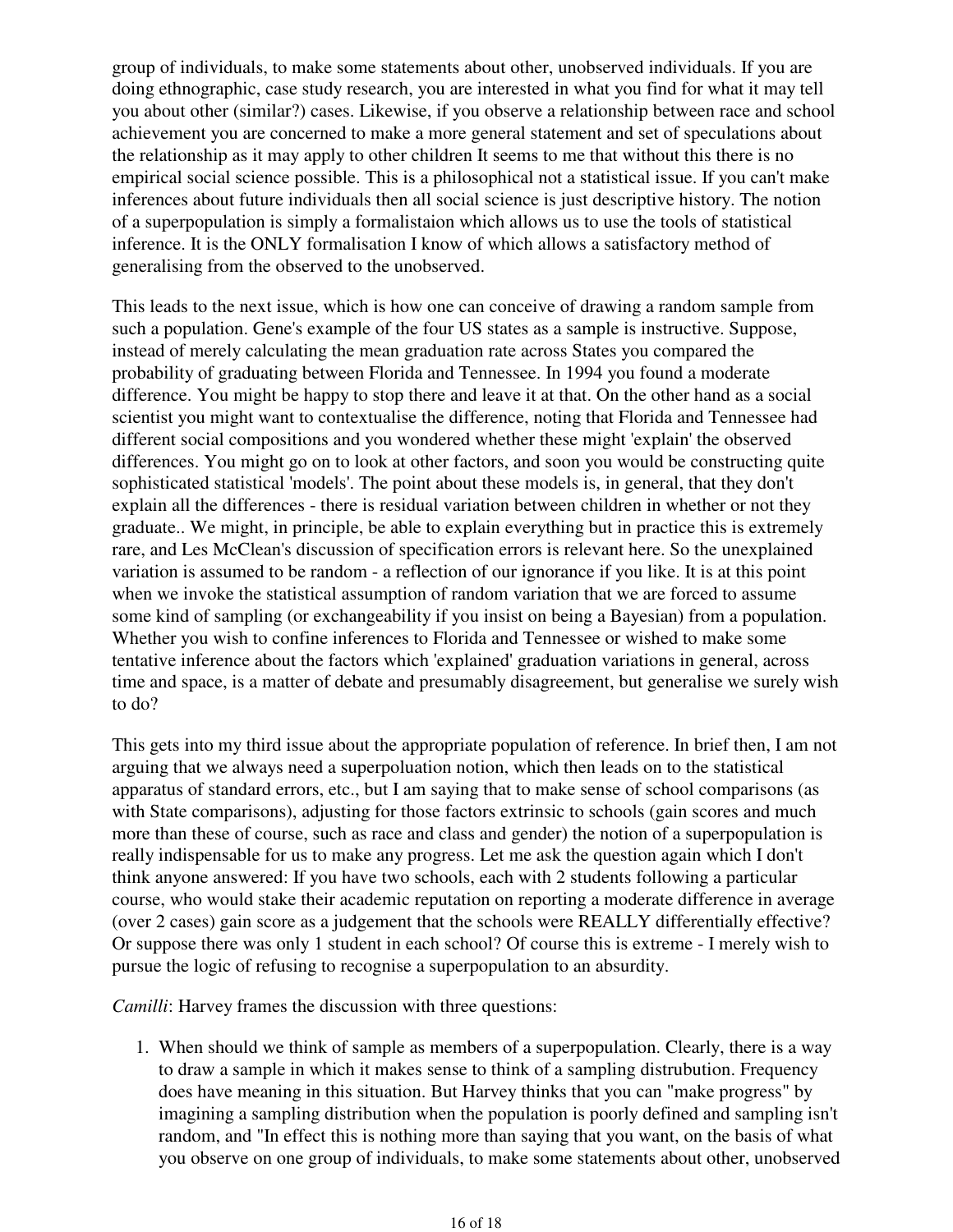group of individuals, to make some statements about other, unobserved individuals. If you are doing ethnographic, case study research, you are interested in what you find for what it may tell you about other (similar?) cases. Likewise, if you observe a relationship between race and school achievement you are concerned to make a more general statement and set of speculations about the relationship as it may apply to other children It seems to me that without this there is no empirical social science possible. This is a philosophical not a statistical issue. If you can't make inferences about future individuals then all social science is just descriptive history. The notion of a superpopulation is simply a formalistaion which allows us to use the tools of statistical inference. It is the ONLY formalisation I know of which allows a satisfactory method of generalising from the observed to the unobserved.

This leads to the next issue, which is how one can conceive of drawing a random sample from such a population. Gene's example of the four US states as a sample is instructive. Suppose, instead of merely calculating the mean graduation rate across States you compared the probability of graduating between Florida and Tennessee. In 1994 you found a moderate difference. You might be happy to stop there and leave it at that. On the other hand as a social scientist you might want to contextualise the difference, noting that Florida and Tennessee had different social compositions and you wondered whether these might 'explain' the observed differences. You might go on to look at other factors, and soon you would be constructing quite sophisticated statistical 'models'. The point about these models is, in general, that they don't explain all the differences - there is residual variation between children in whether or not they graduate.. We might, in principle, be able to explain everything but in practice this is extremely rare, and Les McClean's discussion of specification errors is relevant here. So the unexplained variation is assumed to be random - a reflection of our ignorance if you like. It is at this point when we invoke the statistical assumption of random variation that we are forced to assume some kind of sampling (or exchangeability if you insist on being a Bayesian) from a population. Whether you wish to confine inferences to Florida and Tennessee or wished to make some tentative inference about the factors which 'explained' graduation variations in general, across time and space, is a matter of debate and presumably disagreement, but generalise we surely wish to do?

This gets into my third issue about the appropriate population of reference. In brief then, I am not arguing that we always need a superpoluation notion, which then leads on to the statistical apparatus of standard errors, etc., but I am saying that to make sense of school comparisons (as with State comparisons), adjusting for those factors extrinsic to schools (gain scores and much more than these of course, such as race and class and gender) the notion of a superpopulation is really indispensable for us to make any progress. Let me ask the question again which I don't think anyone answered: If you have two schools, each with 2 students following a particular course, who would stake their academic reputation on reporting a moderate difference in average (over 2 cases) gain score as a judgement that the schools were REALLY differentially effective? Or suppose there was only 1 student in each school? Of course this is extreme - I merely wish to pursue the logic of refusing to recognise a superpopulation to an absurdity.

*Camilli*: Harvey frames the discussion with three questions:

1. When should we think of sample as members of a superpopulation. Clearly, there is a way to draw a sample in which it makes sense to think of a sampling distrubution. Frequency does have meaning in this situation. But Harvey thinks that you can "make progress" by imagining a sampling distribution when the population is poorly defined and sampling isn't random, and "In effect this is nothing more than saying that you want, on the basis of what you observe on one group of individuals, to make some statements about other, unobserved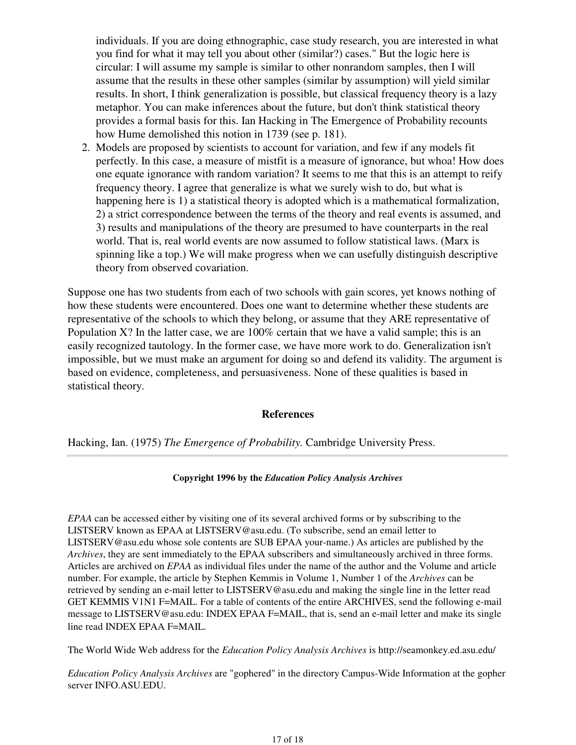individuals. If you are doing ethnographic, case study research, you are interested in what you find for what it may tell you about other (similar?) cases." But the logic here is circular: I will assume my sample is similar to other nonrandom samples, then I will assume that the results in these other samples (similar by assumption) will yield similar results. In short, I think generalization is possible, but classical frequency theory is a lazy metaphor. You can make inferences about the future, but don't think statistical theory provides a formal basis for this. Ian Hacking in The Emergence of Probability recounts how Hume demolished this notion in 1739 (see p. 181).

2. Models are proposed by scientists to account for variation, and few if any models fit perfectly. In this case, a measure of mistfit is a measure of ignorance, but whoa! How does one equate ignorance with random variation? It seems to me that this is an attempt to reify frequency theory. I agree that generalize is what we surely wish to do, but what is happening here is 1) a statistical theory is adopted which is a mathematical formalization, 2) a strict correspondence between the terms of the theory and real events is assumed, and 3) results and manipulations of the theory are presumed to have counterparts in the real world. That is, real world events are now assumed to follow statistical laws. (Marx is spinning like a top.) We will make progress when we can usefully distinguish descriptive theory from observed covariation.

Suppose one has two students from each of two schools with gain scores, yet knows nothing of how these students were encountered. Does one want to determine whether these students are representative of the schools to which they belong, or assume that they ARE representative of Population X? In the latter case, we are 100% certain that we have a valid sample; this is an easily recognized tautology. In the former case, we have more work to do. Generalization isn't impossible, but we must make an argument for doing so and defend its validity. The argument is based on evidence, completeness, and persuasiveness. None of these qualities is based in statistical theory.

## References

Hacking, Ian. (1975) *The Emergence of Probability.* Cambridge University Press.

---

**Copyright 1996 by the *Education Policy Analysis Archives***

*EPAA* can be accessed either by visiting one of its several archived forms or by subscribing to the LISTSERV known as EPAA at LISTSERV@asu.edu. (To subscribe, send an email letter to LISTSERV@asu.edu whose sole contents are SUB EPAA your-name.) As articles are published by the *Archives*, they are sent immediately to the EPAA subscribers and simultaneously archived in three forms. Articles are archived on *EPAA* as individual files under the name of the author and the Volume and article number. For example, the article by Stephen Kemmis in Volume 1, Number 1 of the *Archives* can be retrieved by sending an e-mail letter to LISTSERV@asu.edu and making the single line in the letter read GET KEMMIS V1N1 F=MAIL. For a table of contents of the entire ARCHIVES, send the following e-mail message to LISTSERV@asu.edu: INDEX EPAA F=MAIL, that is, send an e-mail letter and make its single line read INDEX EPAA F=MAIL.

The World Wide Web address for the *Education Policy Analysis Archives* is http://seamonkey.ed.asu.edu/

*Education Policy Analysis Archives* are "gophered" in the directory Campus-Wide Information at the gopher server INFO.ASU.EDU.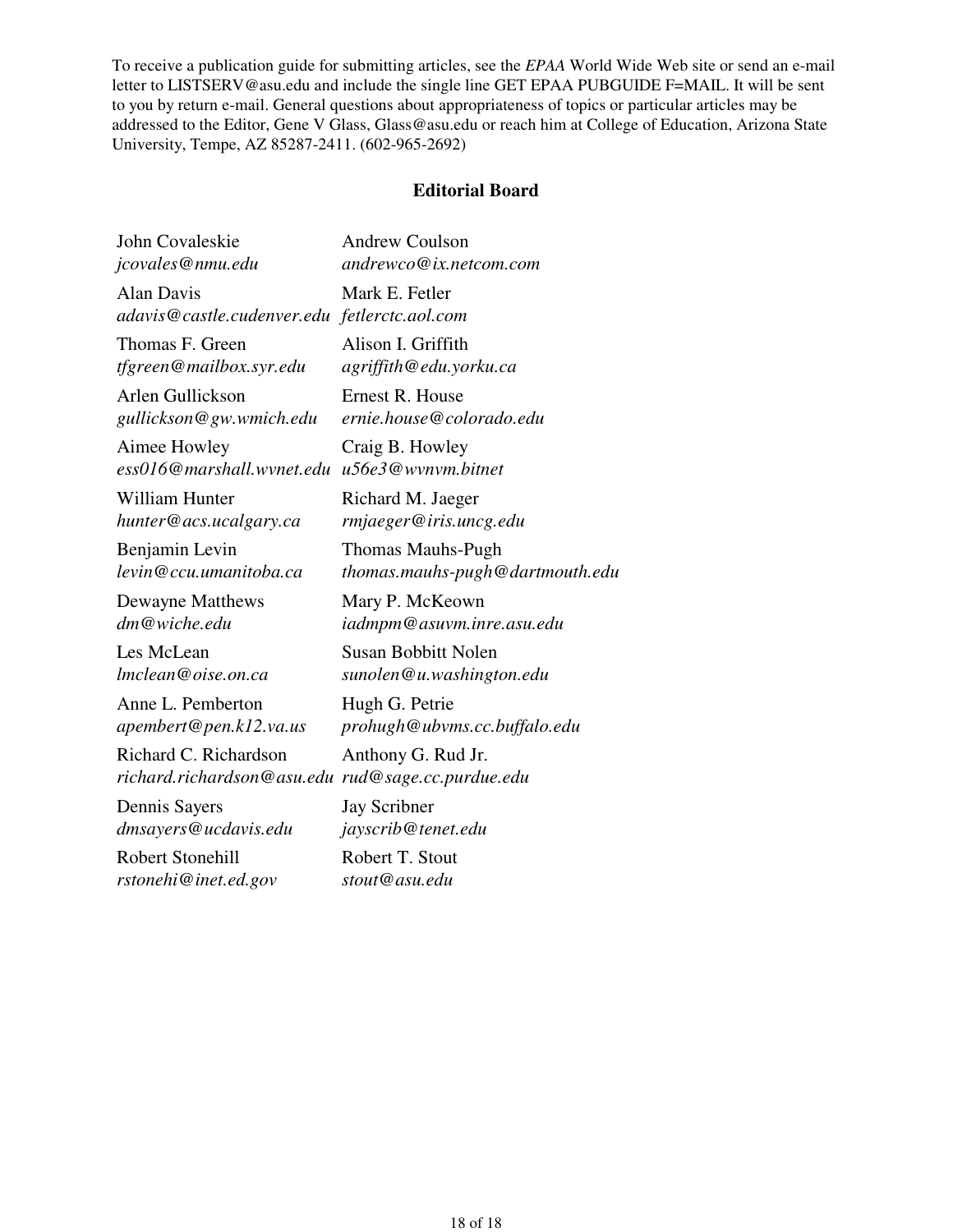To receive a publication guide for submitting articles, see the *EPAA* World Wide Web site or send an e-mail letter to LISTSERV@asu.edu and include the single line GET EPAA PUBGUIDE F=MAIL. It will be sent to you by return e-mail. General questions about appropriateness of topics or particular articles may be addressed to the Editor, Gene V Glass, Glass@asu.edu or reach him at College of Education, Arizona State University, Tempe, AZ 85287-2411. (602-965-2692)

## Editorial Board

| | |
|---|---|
| John Covaleskie<br>*jcovales@nmu.edu* | Andrew Coulson<br>*andrewco@ix.netcom.com* |
| Alan Davis<br>*adavis@castle.cudenver.edu* | Mark E. Fetler<br>*fetlerctc.aol.com* |
| Thomas F. Green<br>*tfgreen@mailbox.syr.edu* | Alison I. Griffith<br>*agriffith@edu.yorku.ca* |
| Arlen Gullickson<br>*gullickson@gw.wmich.edu* | Ernest R. House<br>*ernie.house@colorado.edu* |
| Aimee Howley<br>*ess016@marshall.wvnet.edu* | Craig B. Howley<br>*u56e3@wvnvm.bitnet* |
| William Hunter<br>*hunter@acs.ucalgary.ca* | Richard M. Jaeger<br>*rmjaeger@iris.uncg.edu* |
| Benjamin Levin<br>*levin@ccu.umanitoba.ca* | Thomas Mauhs-Pugh<br>*thomas.mauhs-pugh@dartmouth.edu* |
| Dewayne Matthews<br>*dm@wiche.edu* | Mary P. McKeown<br>*iadmpm@asuvm.inre.asu.edu* |
| Les McLean<br>*lmclean@oise.on.ca* | Susan Bobbitt Nolen<br>*sunolen@u.washington.edu* |
| Anne L. Pemberton<br>*apembert@pen.k12.va.us* | Hugh G. Petrie<br>*prohugh@ubvms.cc.buffalo.edu* |
| Richard C. Richardson<br>*richard.richardson@asu.edu* | Anthony G. Rud Jr.<br>*rud@sage.cc.purdue.edu* |
| Dennis Sayers<br>*dmsayers@ucdavis.edu* | Jay Scribner<br>*jayscrib@tenet.edu* |
| Robert Stonehill<br>*rstonehi@inet.ed.gov* | Robert T. Stout<br>*stout@asu.edu* |